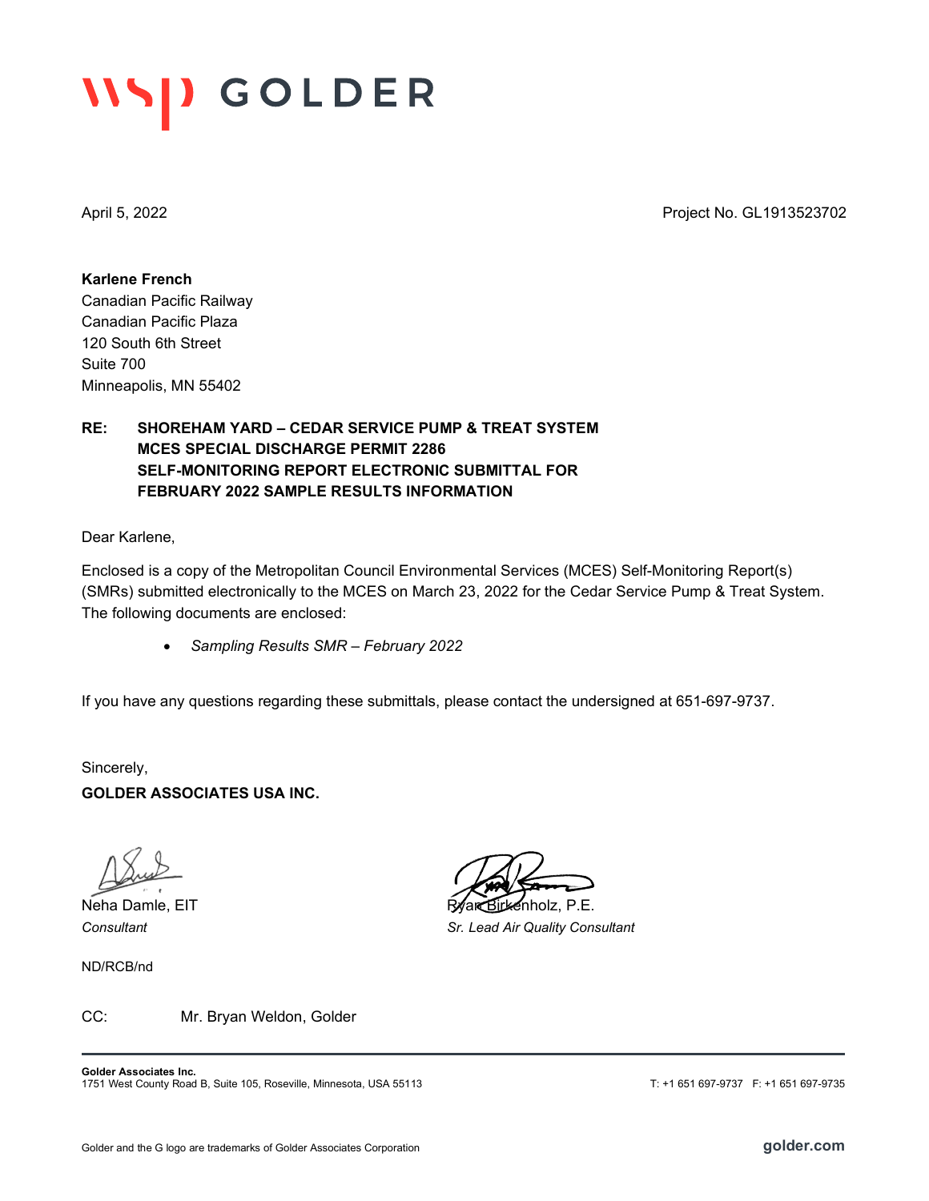# WSP GOLDER

April 5, 2022 Project No. GL1913523702

**Karlene French**
Canadian Pacific Railway
Canadian Pacific Plaza
120 South 6th Street
Suite 700
Minneapolis, MN 55402

**RE: SHOREHAM YARD – CEDAR SERVICE PUMP & TREAT SYSTEM**
**MCES SPECIAL DISCHARGE PERMIT 2286**
**SELF-MONITORING REPORT ELECTRONIC SUBMITTAL FOR**
**FEBRUARY 2022 SAMPLE RESULTS INFORMATION**

Dear Karlene,

Enclosed is a copy of the Metropolitan Council Environmental Services (MCES) Self-Monitoring Report(s) (SMRs) submitted electronically to the MCES on March 23, 2022 for the Cedar Service Pump & Treat System. The following documents are enclosed:

- *Sampling Results SMR – February 2022*

If you have any questions regarding these submittals, please contact the undersigned at 651-697-9737.

Sincerely,
**GOLDER ASSOCIATES USA INC.**

Neha Damle, EIT
*Consultant*

Ryan Birkenholz, P.E.
*Sr. Lead Air Quality Consultant*

ND/RCB/nd

CC: Mr. Bryan Weldon, Golder

**Golder Associates Inc.**
1751 West County Road B, Suite 105, Roseville, Minnesota, USA 55113
T: +1 651 697-9737 F: +1 651 697-9735

Golder and the G logo are trademarks of Golder Associates Corporation
golder.com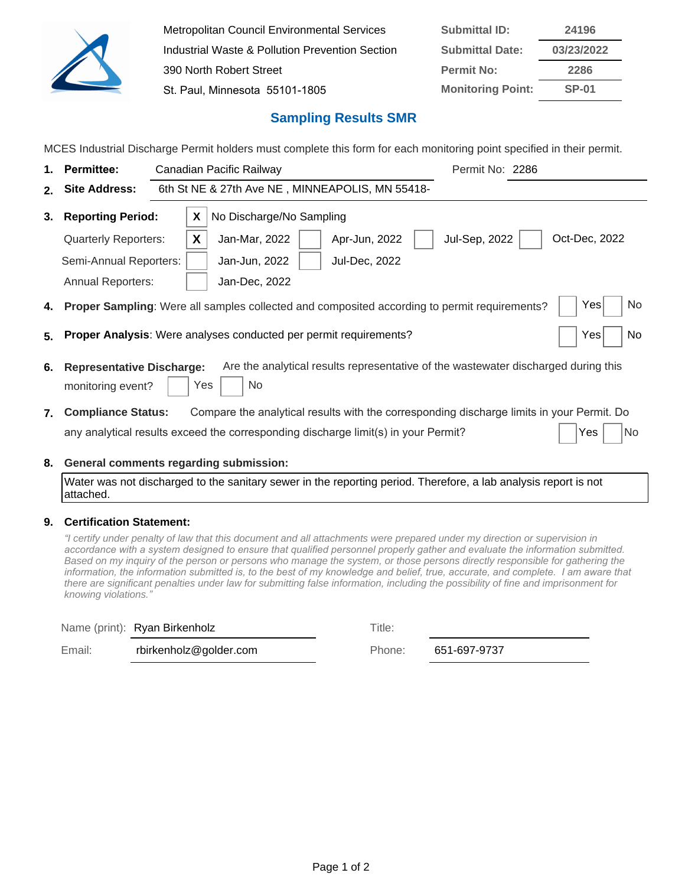| | | | |
|---|---|---|---|
| Metropolitan Council Environmental Services | | **Submittal ID:** | **24196** |
| Industrial Waste & Pollution Prevention Section | | **Submittal Date:** | **03/23/2022** |
| 390 North Robert Street | | **Permit No:** | **2286** |
| St. Paul, Minnesota 55101-1805 | | **Monitoring Point:** | **SP-01** |

## Sampling Results SMR

MCES Industrial Discharge Permit holders must complete this form for each monitoring point specified in their permit.

1. **Permittee:** Canadian Pacific Railway Permit No: 2286
2. **Site Address:** 6th St NE & 27th Ave NE , MINNEAPOLIS, MN 55418-
3. **Reporting Period:** [X] No Discharge/No Sampling

| | | | | |
|---|---|---|---|---|
| Quarterly Reporters: | [X] Jan-Mar, 2022 | [ ] Apr-Jun, 2022 | [ ] Jul-Sep, 2022 | [ ] Oct-Dec, 2022 |
| Semi-Annual Reporters: | [ ] Jan-Jun, 2022 | [ ] Jul-Dec, 2022 | | |
| Annual Reporters: | [ ] Jan-Dec, 2022 | | | |

4. **Proper Sampling**: Were all samples collected and composited according to permit requirements? [ ] Yes [ ] No
5. **Proper Analysis**: Were analyses conducted per permit requirements? [ ] Yes [ ] No
6. **Representative Discharge:** Are the analytical results representative of the wastewater discharged during this monitoring event? [ ] Yes [ ] No
7. **Compliance Status:** Compare the analytical results with the corresponding discharge limits in your Permit. Do any analytical results exceed the corresponding discharge limit(s) in your Permit? [ ] Yes [ ] No
8. **General comments regarding submission:**

Water was not discharged to the sanitary sewer in the reporting period. Therefore, a lab analysis report is not attached.

9. **Certification Statement:**

*"I certify under penalty of law that this document and all attachments were prepared under my direction or supervision in accordance with a system designed to ensure that qualified personnel properly gather and evaluate the information submitted. Based on my inquiry of the person or persons who manage the system, or those persons directly responsible for gathering the information, the information submitted is, to the best of my knowledge and belief, true, accurate, and complete. I am aware that there are significant penalties under law for submitting false information, including the possibility of fine and imprisonment for knowing violations."*

| | | | |
|---|---|---|---|
| Name (print): | Ryan Birkenholz | Title: | |
| Email: | rbirkenholz@golder.com | Phone: | 651-697-9737 |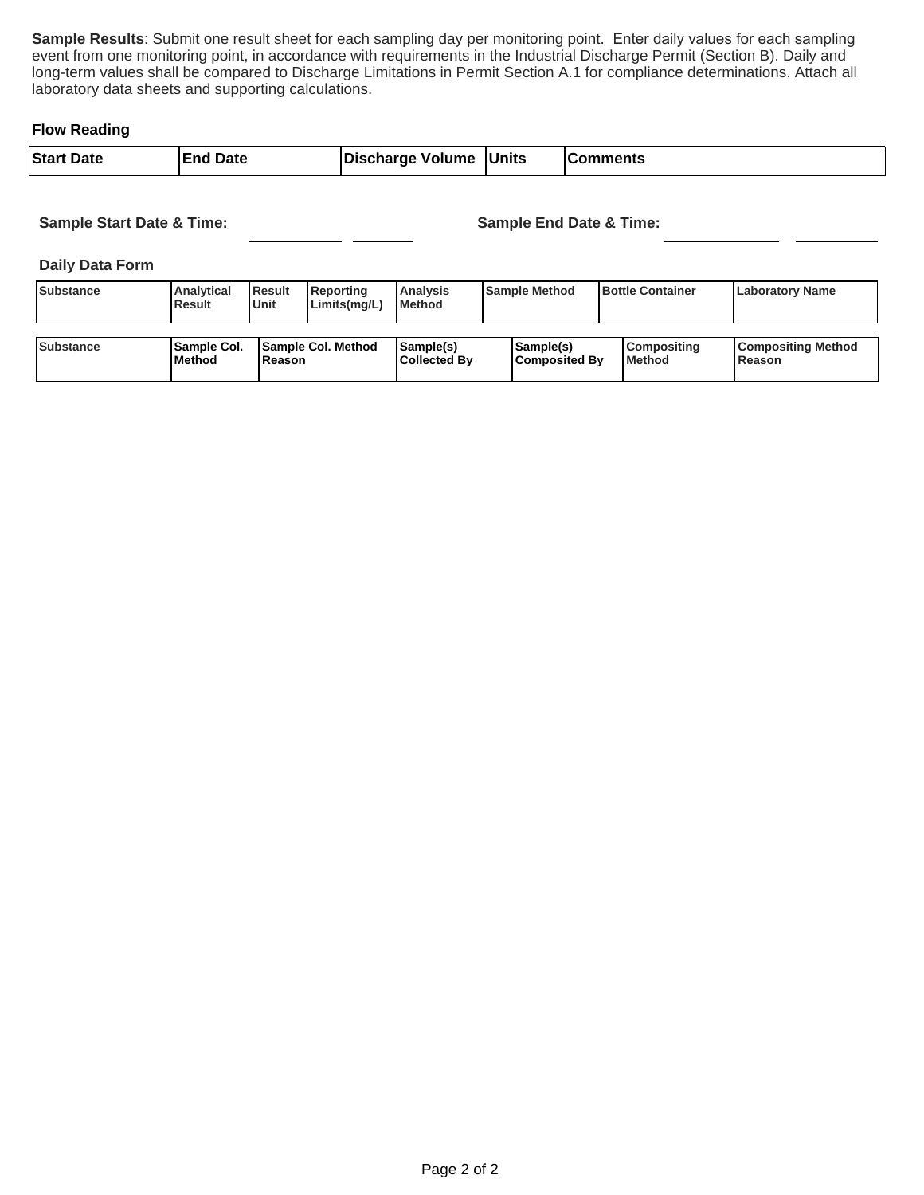**Sample Results**: Submit one result sheet for each sampling day per monitoring point. Enter daily values for each sampling event from one monitoring point, in accordance with requirements in the Industrial Discharge Permit (Section B). Daily and long-term values shall be compared to Discharge Limitations in Permit Section A.1 for compliance determinations. Attach all laboratory data sheets and supporting calculations.

**Flow Reading**

| Start Date | End Date | Discharge Volume | Units | Comments |
| --- | --- | --- | --- | --- |

**Sample Start Date & Time:** ____________ ________ **Sample End Date & Time:** ______________ __________

**Daily Data Form**

| Substance | Analytical Result | Result Unit | Reporting Limits(mg/L) | Analysis Method | Sample Method | Bottle Container | Laboratory Name |
| --- | --- | --- | --- | --- | --- | --- | --- |

| Substance | Sample Col. Method | Sample Col. Method Reason | Sample(s) Collected By | Sample(s) Composited By | Compositing Method | Compositing Method Reason |
| --- | --- | --- | --- | --- | --- | --- |